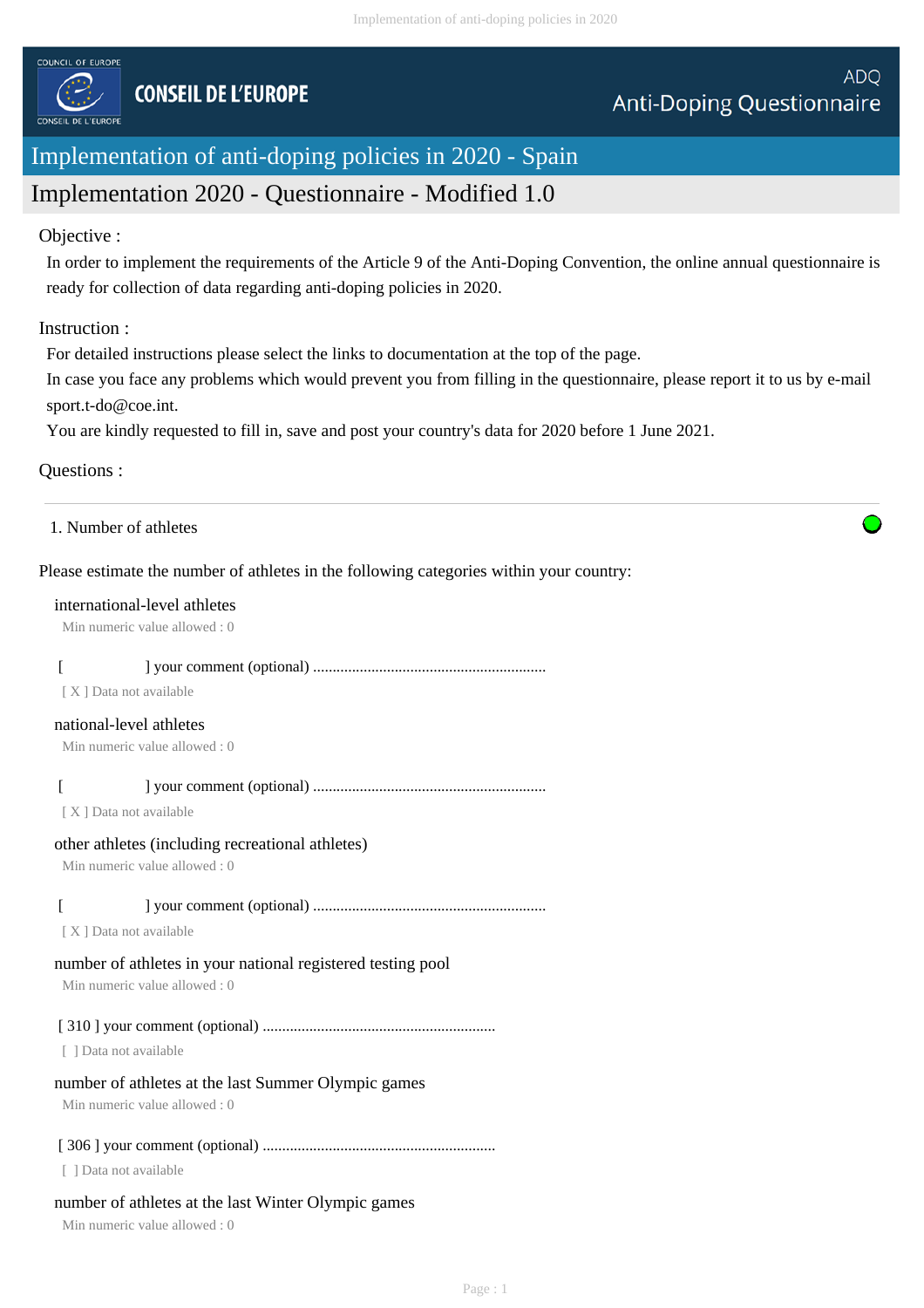COUNCIL OF EUROPE

CONSEIL DE L'EUROPE

ADQ
Anti-Doping Questionnaire

# Implementation of anti-doping policies in 2020 - Spain

## Implementation 2020 - Questionnaire - Modified 1.0

Objective :

In order to implement the requirements of the Article 9 of the Anti-Doping Convention, the online annual questionnaire is ready for collection of data regarding anti-doping policies in 2020.

Instruction :

For detailed instructions please select the links to documentation at the top of the page.
In case you face any problems which would prevent you from filling in the questionnaire, please report it to us by e-mail sport.t-do@coe.int.
You are kindly requested to fill in, save and post your country's data for 2020 before 1 June 2021.

Questions :

---

1. Number of athletes

Please estimate the number of athletes in the following categories within your country:

international-level athletes
Min numeric value allowed : 0

[ ] your comment (optional) ............................................................
[ X ] Data not available

national-level athletes
Min numeric value allowed : 0

[ ] your comment (optional) ............................................................
[ X ] Data not available

other athletes (including recreational athletes)
Min numeric value allowed : 0

[ ] your comment (optional) ............................................................
[ X ] Data not available

number of athletes in your national registered testing pool
Min numeric value allowed : 0

[ 310 ] your comment (optional) ............................................................
[ ] Data not available

number of athletes at the last Summer Olympic games
Min numeric value allowed : 0

[ 306 ] your comment (optional) ............................................................
[ ] Data not available

number of athletes at the last Winter Olympic games
Min numeric value allowed : 0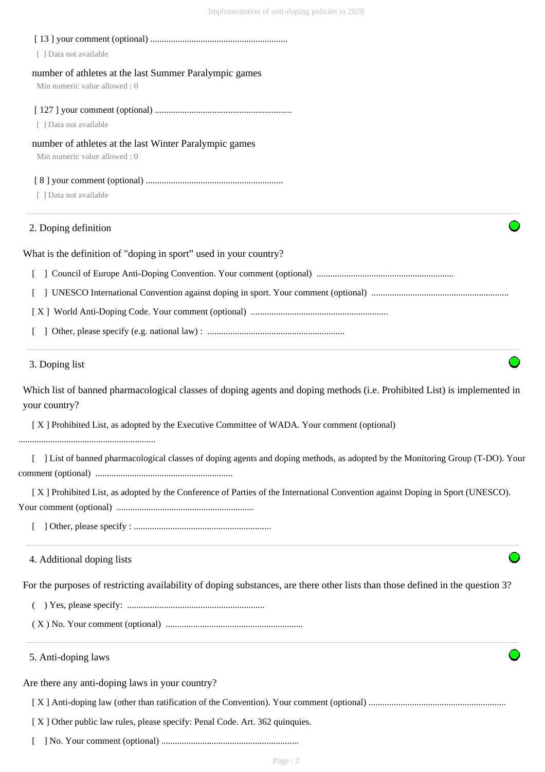[ 13 ] your comment (optional) ............................................................

[ ] Data not available

number of athletes at the last Summer Paralympic games

Min numeric value allowed : 0

[ 127 ] your comment (optional) ............................................................

[ ] Data not available

number of athletes at the last Winter Paralympic games

Min numeric value allowed : 0

[ 8 ] your comment (optional) ............................................................

[ ] Data not available

---

## 2. Doping definition

What is the definition of "doping in sport" used in your country?

[ ] Council of Europe Anti-Doping Convention. Your comment (optional) ............................................................

[ ] UNESCO International Convention against doping in sport. Your comment (optional) ............................................................

[ X ] World Anti-Doping Code. Your comment (optional) ............................................................

[ ] Other, please specify (e.g. national law) : ............................................................

---

## 3. Doping list

Which list of banned pharmacological classes of doping agents and doping methods (i.e. Prohibited List) is implemented in your country?

[ X ] Prohibited List, as adopted by the Executive Committee of WADA. Your comment (optional) ............................................................

[ ] List of banned pharmacological classes of doping agents and doping methods, as adopted by the Monitoring Group (T-DO). Your comment (optional) ............................................................

[ X ] Prohibited List, as adopted by the Conference of Parties of the International Convention against Doping in Sport (UNESCO). Your comment (optional) ............................................................

[ ] Other, please specify : ............................................................

---

## 4. Additional doping lists

For the purposes of restricting availability of doping substances, are there other lists than those defined in the question 3?

( ) Yes, please specify: ............................................................

( X ) No. Your comment (optional) ............................................................

---

## 5. Anti-doping laws

Are there any anti-doping laws in your country?

[ X ] Anti-doping law (other than ratification of the Convention). Your comment (optional) ............................................................

[ X ] Other public law rules, please specify: Penal Code. Art. 362 quinquies.

[ ] No. Your comment (optional) ............................................................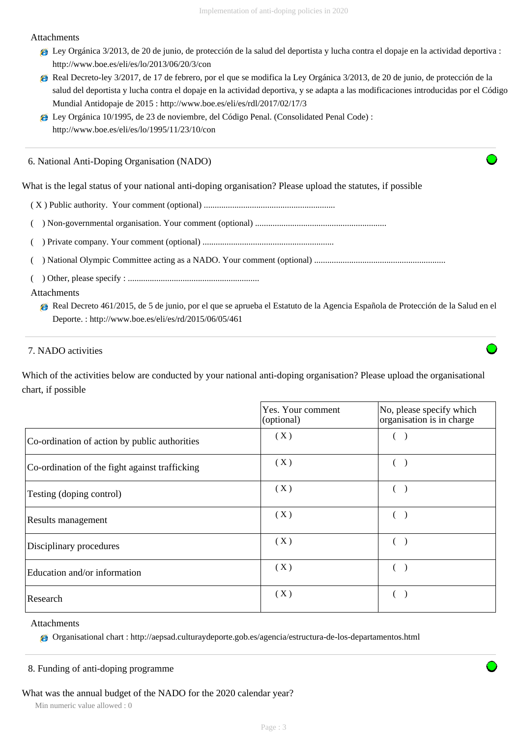Attachments

- Ley Orgánica 3/2013, de 20 de junio, de protección de la salud del deportista y lucha contra el dopaje en la actividad deportiva : http://www.boe.es/eli/es/lo/2013/06/20/3/con
- Real Decreto-ley 3/2017, de 17 de febrero, por el que se modifica la Ley Orgánica 3/2013, de 20 de junio, de protección de la salud del deportista y lucha contra el dopaje en la actividad deportiva, y se adapta a las modificaciones introducidas por el Código Mundial Antidopaje de 2015 : http://www.boe.es/eli/es/rdl/2017/02/17/3
- Ley Orgánica 10/1995, de 23 de noviembre, del Código Penal. (Consolidated Penal Code) : http://www.boe.es/eli/es/lo/1995/11/23/10/con

---

## 6. National Anti-Doping Organisation (NADO)

What is the legal status of your national anti-doping organisation? Please upload the statutes, if possible

( X ) Public authority. Your comment (optional) ...........................................................

(  ) Non-governmental organisation. Your comment (optional) ...........................................................

(  ) Private company. Your comment (optional) ...........................................................

(  ) National Olympic Committee acting as a NADO. Your comment (optional) ...........................................................

(  ) Other, please specify : ...........................................................

Attachments

- Real Decreto 461/2015, de 5 de junio, por el que se aprueba el Estatuto de la Agencia Española de Protección de la Salud en el Deporte. : http://www.boe.es/eli/es/rd/2015/06/05/461

---

## 7. NADO activities

Which of the activities below are conducted by your national anti-doping organisation? Please upload the organisational chart, if possible

| | Yes. Your comment (optional) | No, please specify which organisation is in charge |
|---|---|---|
| Co-ordination of action by public authorities | ( X ) | (  ) |
| Co-ordination of the fight against trafficking | ( X ) | (  ) |
| Testing (doping control) | ( X ) | (  ) |
| Results management | ( X ) | (  ) |
| Disciplinary procedures | ( X ) | (  ) |
| Education and/or information | ( X ) | (  ) |
| Research | ( X ) | (  ) |

Attachments

- Organisational chart : http://aepsad.culturaydeporte.gob.es/agencia/estructura-de-los-departamentos.html

---

## 8. Funding of anti-doping programme

What was the annual budget of the NADO for the 2020 calendar year?

Min numeric value allowed : 0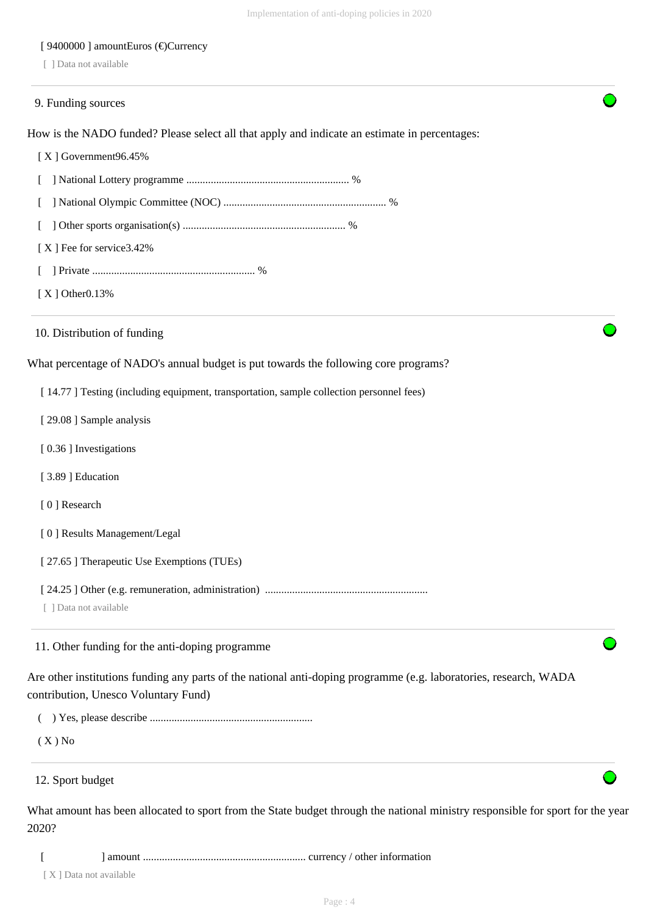[ 9400000 ] amountEuros (€)Currency

[ ] Data not available

## 9. Funding sources

How is the NADO funded? Please select all that apply and indicate an estimate in percentages:

[ X ] Government96.45%

[ ] National Lottery programme ........................................................... %

[ ] National Olympic Committee (NOC) ........................................................... %

[ ] Other sports organisation(s) ........................................................... %

[ X ] Fee for service3.42%

[ ] Private ........................................................... %

[ X ] Other0.13%

## 10. Distribution of funding

What percentage of NADO's annual budget is put towards the following core programs?

[ 14.77 ] Testing (including equipment, transportation, sample collection personnel fees)

[ 29.08 ] Sample analysis

[ 0.36 ] Investigations

[ 3.89 ] Education

[ 0 ] Research

[ 0 ] Results Management/Legal

[ 27.65 ] Therapeutic Use Exemptions (TUEs)

[ 24.25 ] Other (e.g. remuneration, administration) ...........................................................

[ ] Data not available

## 11. Other funding for the anti-doping programme

Are other institutions funding any parts of the national anti-doping programme (e.g. laboratories, research, WADA contribution, Unesco Voluntary Fund)

( ) Yes, please describe ...........................................................

( X ) No

## 12. Sport budget

What amount has been allocated to sport from the State budget through the national ministry responsible for sport for the year 2020?

[ ] amount ........................................................... currency / other information

[ X ] Data not available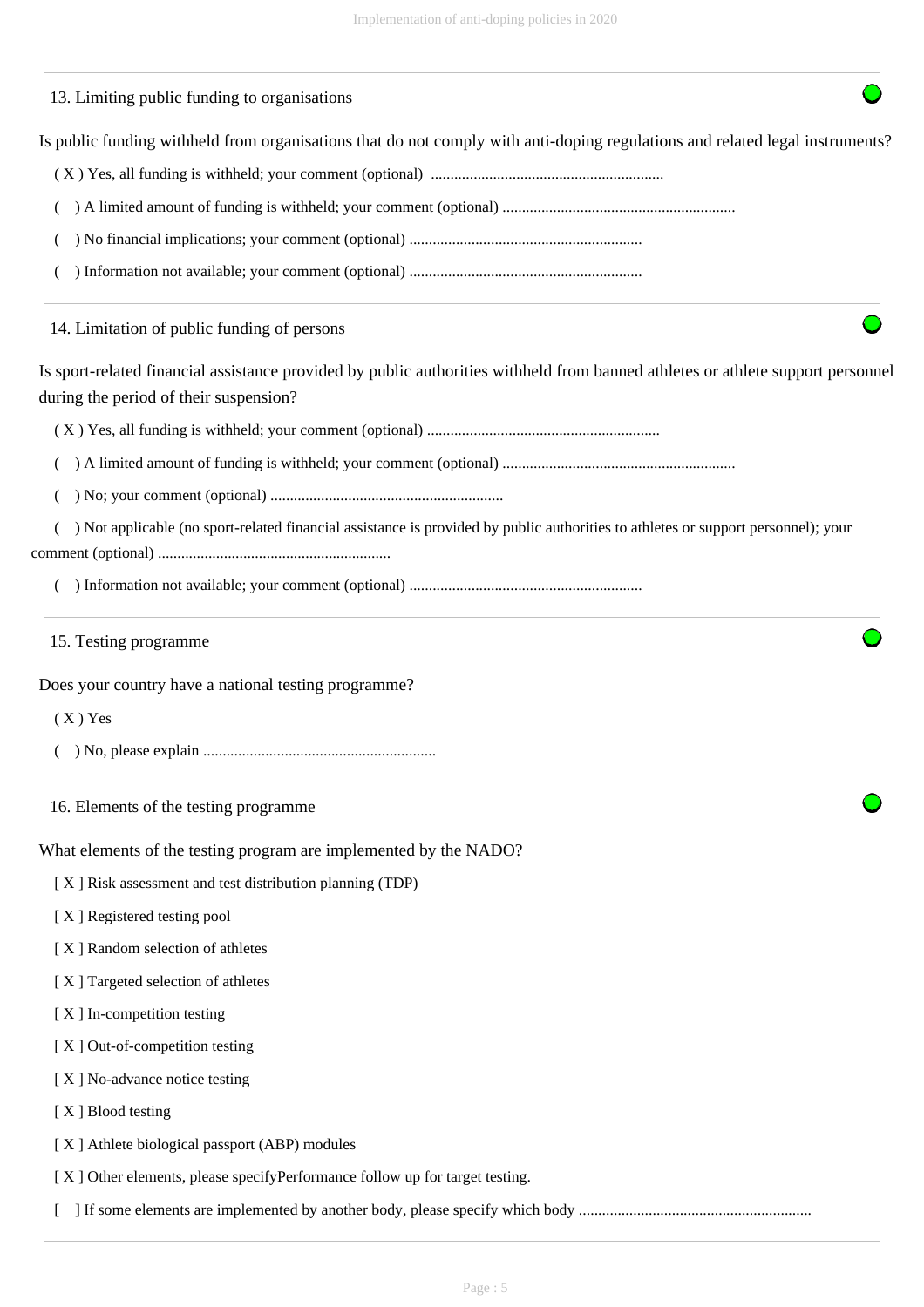## 13. Limiting public funding to organisations

Is public funding withheld from organisations that do not comply with anti-doping regulations and related legal instruments?

( X ) Yes, all funding is withheld; your comment (optional) ............................................................

(   ) A limited amount of funding is withheld; your comment (optional) ............................................................

(   ) No financial implications; your comment (optional) ............................................................

(   ) Information not available; your comment (optional) ............................................................

## 14. Limitation of public funding of persons

Is sport-related financial assistance provided by public authorities withheld from banned athletes or athlete support personnel during the period of their suspension?

( X ) Yes, all funding is withheld; your comment (optional) ............................................................

(   ) A limited amount of funding is withheld; your comment (optional) ............................................................

(   ) No; your comment (optional) ............................................................

(   ) Not applicable (no sport-related financial assistance is provided by public authorities to athletes or support personnel); your comment (optional) ............................................................

(   ) Information not available; your comment (optional) ............................................................

## 15. Testing programme

Does your country have a national testing programme?

( X ) Yes

(   ) No, please explain ............................................................

## 16. Elements of the testing programme

What elements of the testing program are implemented by the NADO?

[ X ] Risk assessment and test distribution planning (TDP)

[ X ] Registered testing pool

[ X ] Random selection of athletes

[ X ] Targeted selection of athletes

[ X ] In-competition testing

[ X ] Out-of-competition testing

[ X ] No-advance notice testing

[ X ] Blood testing

[ X ] Athlete biological passport (ABP) modules

[ X ] Other elements, please specifyPerformance follow up for target testing.

[   ] If some elements are implemented by another body, please specify which body ............................................................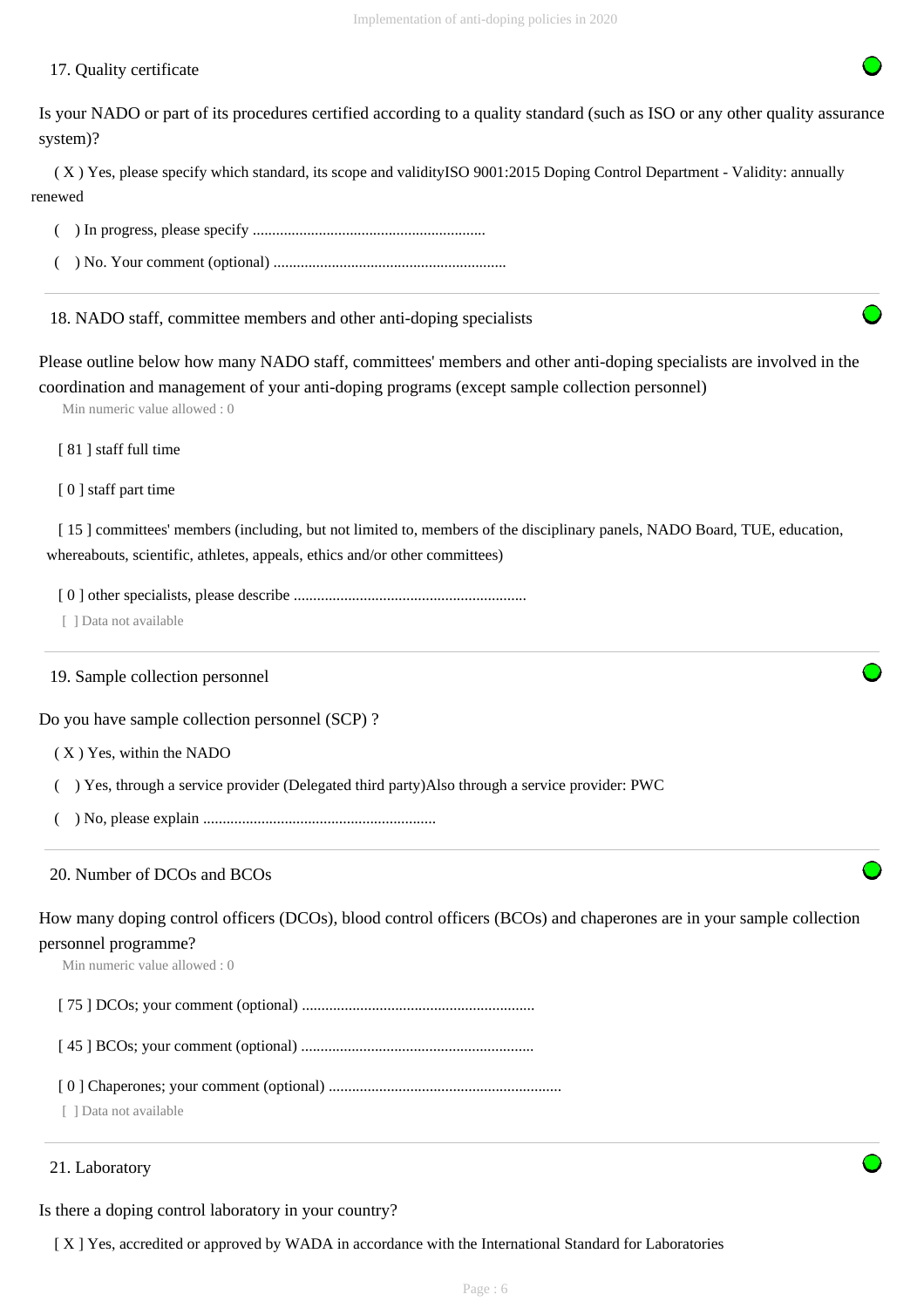17. Quality certificate

Is your NADO or part of its procedures certified according to a quality standard (such as ISO or any other quality assurance system)?

( X ) Yes, please specify which standard, its scope and validityISO 9001:2015 Doping Control Department - Validity: annually renewed

(   ) In progress, please specify ............................................................

(   ) No. Your comment (optional) ............................................................

18. NADO staff, committee members and other anti-doping specialists

Please outline below how many NADO staff, committees' members and other anti-doping specialists are involved in the coordination and management of your anti-doping programs (except sample collection personnel)

Min numeric value allowed : 0

[ 81 ] staff full time

[ 0 ] staff part time

[ 15 ] committees' members (including, but not limited to, members of the disciplinary panels, NADO Board, TUE, education, whereabouts, scientific, athletes, appeals, ethics and/or other committees)

[ 0 ] other specialists, please describe ............................................................

[ ] Data not available

19. Sample collection personnel

Do you have sample collection personnel (SCP) ?

( X ) Yes, within the NADO

(   ) Yes, through a service provider (Delegated third party)Also through a service provider: PWC

(   ) No, please explain ............................................................

20. Number of DCOs and BCOs

How many doping control officers (DCOs), blood control officers (BCOs) and chaperones are in your sample collection personnel programme?

Min numeric value allowed : 0

[ 75 ] DCOs; your comment (optional) ............................................................

[ 45 ] BCOs; your comment (optional) ............................................................

[ 0 ] Chaperones; your comment (optional) ............................................................

[ ] Data not available

21. Laboratory

Is there a doping control laboratory in your country?

[ X ] Yes, accredited or approved by WADA in accordance with the International Standard for Laboratories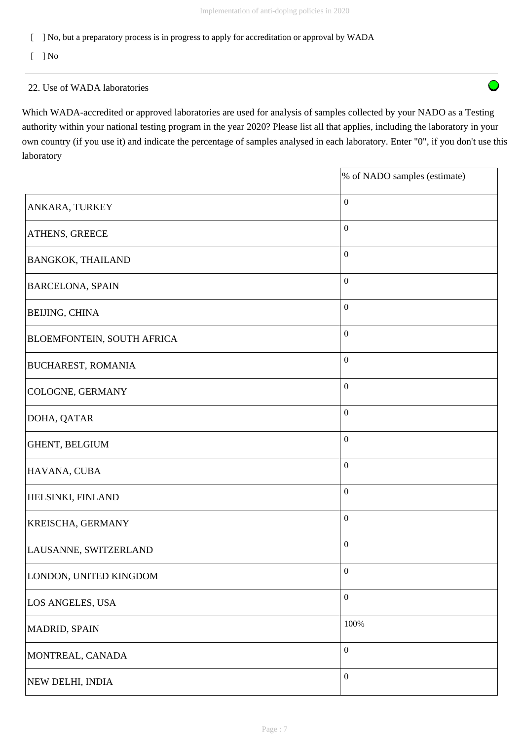[ ] No, but a preparatory process is in progress to apply for accreditation or approval by WADA

[ ] No

22. Use of WADA laboratories

Which WADA-accredited or approved laboratories are used for analysis of samples collected by your NADO as a Testing authority within your national testing program in the year 2020? Please list all that applies, including the laboratory in your own country (if you use it) and indicate the percentage of samples analysed in each laboratory. Enter "0", if you don't use this laboratory

| | % of NADO samples (estimate) |
|---|---|
| ANKARA, TURKEY | 0 |
| ATHENS, GREECE | 0 |
| BANGKOK, THAILAND | 0 |
| BARCELONA, SPAIN | 0 |
| BEIJING, CHINA | 0 |
| BLOEMFONTEIN, SOUTH AFRICA | 0 |
| BUCHAREST, ROMANIA | 0 |
| COLOGNE, GERMANY | 0 |
| DOHA, QATAR | 0 |
| GHENT, BELGIUM | 0 |
| HAVANA, CUBA | 0 |
| HELSINKI, FINLAND | 0 |
| KREISCHA, GERMANY | 0 |
| LAUSANNE, SWITZERLAND | 0 |
| LONDON, UNITED KINGDOM | 0 |
| LOS ANGELES, USA | 0 |
| MADRID, SPAIN | 100% |
| MONTREAL, CANADA | 0 |
| NEW DELHI, INDIA | 0 |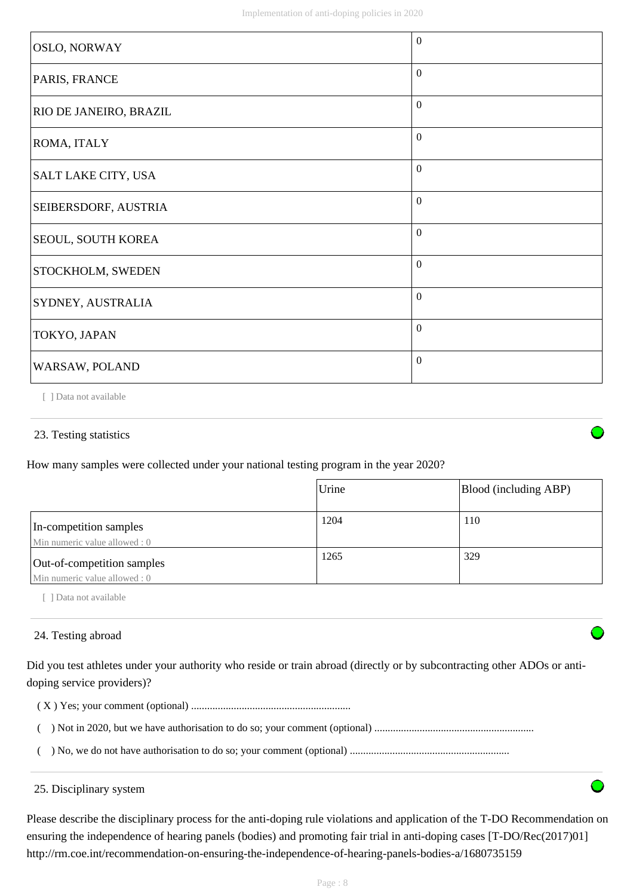| | |
|---|---|
| OSLO, NORWAY | 0 |
| PARIS, FRANCE | 0 |
| RIO DE JANEIRO, BRAZIL | 0 |
| ROMA, ITALY | 0 |
| SALT LAKE CITY, USA | 0 |
| SEIBERSDORF, AUSTRIA | 0 |
| SEOUL, SOUTH KOREA | 0 |
| STOCKHOLM, SWEDEN | 0 |
| SYDNEY, AUSTRALIA | 0 |
| TOKYO, JAPAN | 0 |
| WARSAW, POLAND | 0 |

[ ] Data not available

## 23. Testing statistics

How many samples were collected under your national testing program in the year 2020?

| | Urine | Blood (including ABP) |
|---|---|---|
| In-competition samples<br>Min numeric value allowed : 0 | 1204 | 110 |
| Out-of-competition samples<br>Min numeric value allowed : 0 | 1265 | 329 |

[ ] Data not available

## 24. Testing abroad

Did you test athletes under your authority who reside or train abroad (directly or by subcontracting other ADOs or anti-doping service providers)?

( X ) Yes; your comment (optional) ...........................................................

(   ) Not in 2020, but we have authorisation to do so; your comment (optional) ...........................................................

(   ) No, we do not have authorisation to do so; your comment (optional) ...........................................................

## 25. Disciplinary system

Please describe the disciplinary process for the anti-doping rule violations and application of the T-DO Recommendation on ensuring the independence of hearing panels (bodies) and promoting fair trial in anti-doping cases [T-DO/Rec(2017)01] http://rm.coe.int/recommendation-on-ensuring-the-independence-of-hearing-panels-bodies-a/1680735159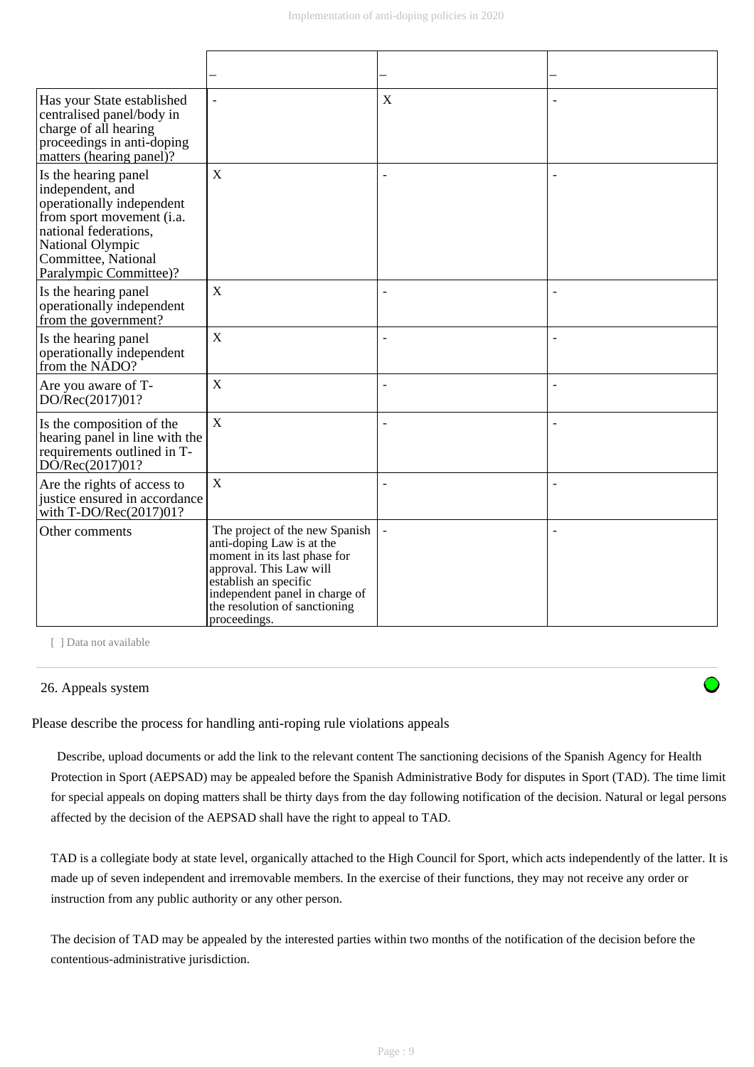| | – | – | – |
|---|---|---|---|
| Has your State established centralised panel/body in charge of all hearing proceedings in anti-doping matters (hearing panel)? | - | X | - |
| Is the hearing panel independent, and operationally independent from sport movement (i.a. national federations, National Olympic Committee, National Paralympic Committee)? | X | - | - |
| Is the hearing panel operationally independent from the government? | X | - | - |
| Is the hearing panel operationally independent from the NADO? | X | - | - |
| Are you aware of T-DO/Rec(2017)01? | X | - | - |
| Is the composition of the hearing panel in line with the requirements outlined in T-DO/Rec(2017)01? | X | - | - |
| Are the rights of access to justice ensured in accordance with T-DO/Rec(2017)01? | X | - | - |
| Other comments | The project of the new Spanish anti-doping Law is at the moment in its last phase for approval. This Law will establish an specific independent panel in charge of the resolution of sanctioning proceedings. | - | - |

[ ] Data not available

26. Appeals system

Please describe the process for handling anti-roping rule violations appeals

Describe, upload documents or add the link to the relevant content The sanctioning decisions of the Spanish Agency for Health Protection in Sport (AEPSAD) may be appealed before the Spanish Administrative Body for disputes in Sport (TAD). The time limit for special appeals on doping matters shall be thirty days from the day following notification of the decision. Natural or legal persons affected by the decision of the AEPSAD shall have the right to appeal to TAD.

TAD is a collegiate body at state level, organically attached to the High Council for Sport, which acts independently of the latter. It is made up of seven independent and irremovable members. In the exercise of their functions, they may not receive any order or instruction from any public authority or any other person.

The decision of TAD may be appealed by the interested parties within two months of the notification of the decision before the contentious-administrative jurisdiction.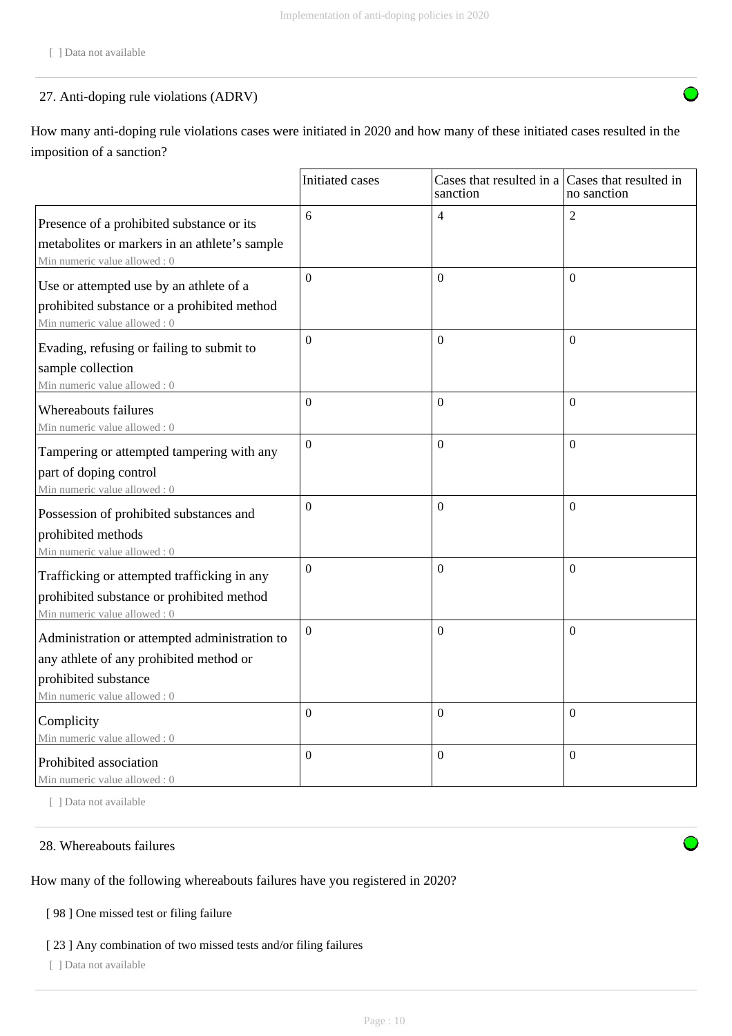[ ] Data not available

27. Anti-doping rule violations (ADRV)

How many anti-doping rule violations cases were initiated in 2020 and how many of these initiated cases resulted in the imposition of a sanction?

| | Initiated cases | Cases that resulted in a sanction | Cases that resulted in no sanction |
|---|---|---|---|
| Presence of a prohibited substance or its metabolites or markers in an athlete's sample<br>Min numeric value allowed : 0 | 6 | 4 | 2 |
| Use or attempted use by an athlete of a prohibited substance or a prohibited method<br>Min numeric value allowed : 0 | 0 | 0 | 0 |
| Evading, refusing or failing to submit to sample collection<br>Min numeric value allowed : 0 | 0 | 0 | 0 |
| Whereabouts failures<br>Min numeric value allowed : 0 | 0 | 0 | 0 |
| Tampering or attempted tampering with any part of doping control<br>Min numeric value allowed : 0 | 0 | 0 | 0 |
| Possession of prohibited substances and prohibited methods<br>Min numeric value allowed : 0 | 0 | 0 | 0 |
| Trafficking or attempted trafficking in any prohibited substance or prohibited method<br>Min numeric value allowed : 0 | 0 | 0 | 0 |
| Administration or attempted administration to any athlete of any prohibited method or prohibited substance<br>Min numeric value allowed : 0 | 0 | 0 | 0 |
| Complicity<br>Min numeric value allowed : 0 | 0 | 0 | 0 |
| Prohibited association<br>Min numeric value allowed : 0 | 0 | 0 | 0 |

[ ] Data not available

28. Whereabouts failures

How many of the following whereabouts failures have you registered in 2020?

[ 98 ] One missed test or filing failure

[ 23 ] Any combination of two missed tests and/or filing failures

[ ] Data not available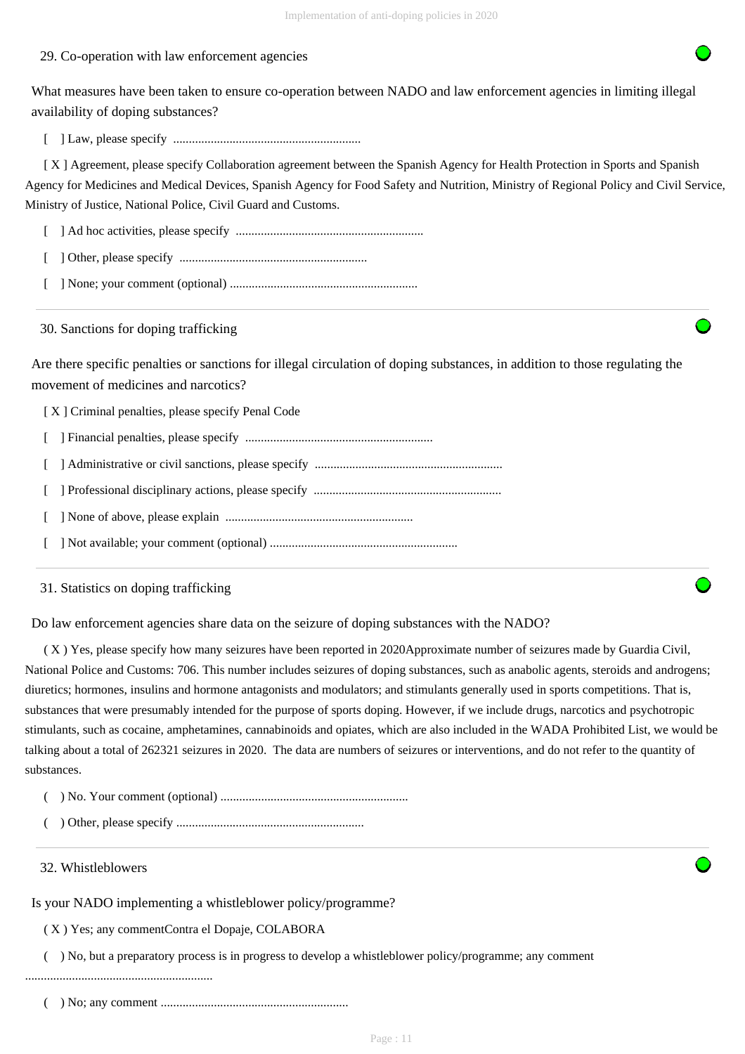29. Co-operation with law enforcement agencies

What measures have been taken to ensure co-operation between NADO and law enforcement agencies in limiting illegal availability of doping substances?

[ ] Law, please specify ............................................................

[ X ] Agreement, please specify Collaboration agreement between the Spanish Agency for Health Protection in Sports and Spanish Agency for Medicines and Medical Devices, Spanish Agency for Food Safety and Nutrition, Ministry of Regional Policy and Civil Service, Ministry of Justice, National Police, Civil Guard and Customs.

[ ] Ad hoc activities, please specify ............................................................

[ ] Other, please specify ............................................................

[ ] None; your comment (optional) ............................................................

---

30. Sanctions for doping trafficking

Are there specific penalties or sanctions for illegal circulation of doping substances, in addition to those regulating the movement of medicines and narcotics?

[ X ] Criminal penalties, please specify Penal Code

[ ] Financial penalties, please specify ............................................................

[ ] Administrative or civil sanctions, please specify ............................................................

[ ] Professional disciplinary actions, please specify ............................................................

[ ] None of above, please explain ............................................................

[ ] Not available; your comment (optional) ............................................................

---

31. Statistics on doping trafficking

Do law enforcement agencies share data on the seizure of doping substances with the NADO?

( X ) Yes, please specify how many seizures have been reported in 2020Approximate number of seizures made by Guardia Civil, National Police and Customs: 706. This number includes seizures of doping substances, such as anabolic agents, steroids and androgens; diuretics; hormones, insulins and hormone antagonists and modulators; and stimulants generally used in sports competitions. That is, substances that were presumably intended for the purpose of sports doping. However, if we include drugs, narcotics and psychotropic stimulants, such as cocaine, amphetamines, cannabinoids and opiates, which are also included in the WADA Prohibited List, we would be talking about a total of 262321 seizures in 2020. The data are numbers of seizures or interventions, and do not refer to the quantity of substances.

( ) No. Your comment (optional) ............................................................

( ) Other, please specify ............................................................

---

32. Whistleblowers

Is your NADO implementing a whistleblower policy/programme?

( X ) Yes; any commentContra el Dopaje, COLABORA

( ) No, but a preparatory process is in progress to develop a whistleblower policy/programme; any comment ............................................................

( ) No; any comment ............................................................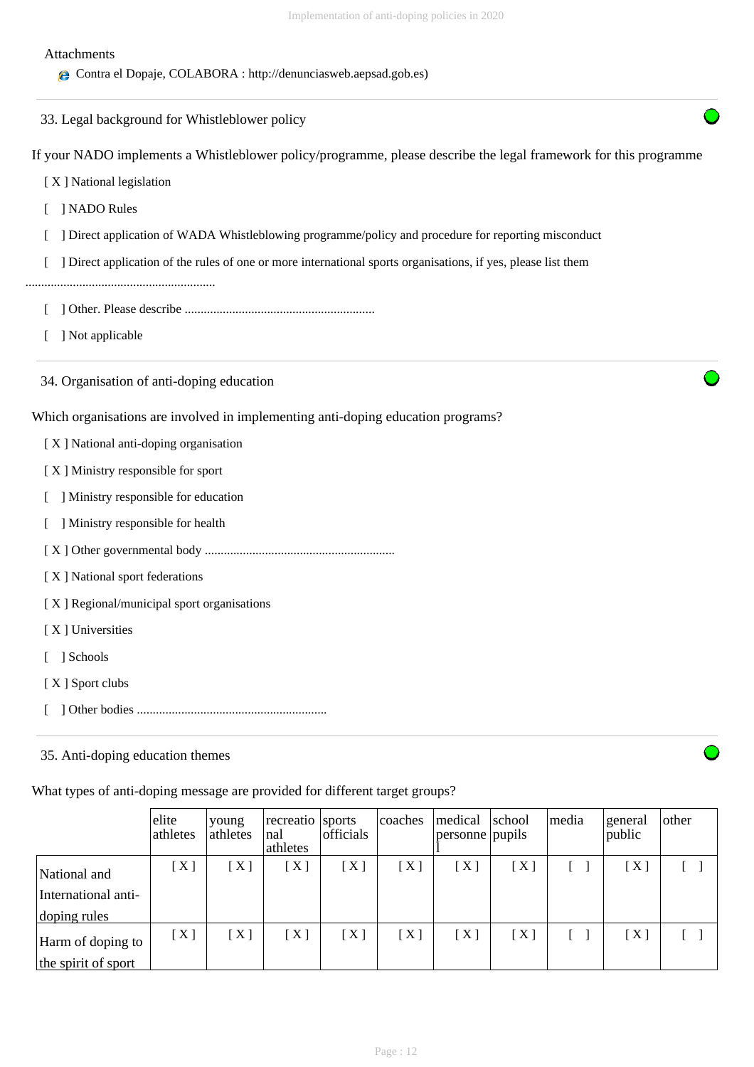Attachments

- Contra el Dopaje, COLABORA : http://denunciasweb.aepsad.gob.es)

### 33. Legal background for Whistleblower policy

If your NADO implements a Whistleblower policy/programme, please describe the legal framework for this programme

[ X ] National legislation

[ ] NADO Rules

[ ] Direct application of WADA Whistleblowing programme/policy and procedure for reporting misconduct

[ ] Direct application of the rules of one or more international sports organisations, if yes, please list them

............................................................

[ ] Other. Please describe ............................................................

[ ] Not applicable

### 34. Organisation of anti-doping education

Which organisations are involved in implementing anti-doping education programs?

[ X ] National anti-doping organisation

[ X ] Ministry responsible for sport

[ ] Ministry responsible for education

[ ] Ministry responsible for health

[ X ] Other governmental body ............................................................

[ X ] National sport federations

[ X ] Regional/municipal sport organisations

[ X ] Universities

[ ] Schools

[ X ] Sport clubs

[ ] Other bodies ............................................................

### 35. Anti-doping education themes

What types of anti-doping message are provided for different target groups?

| | elite athletes | young athletes | recreational athletes | sports officials | coaches | medical personnel | school pupils | media | general public | other |
|---|---|---|---|---|---|---|---|---|---|---|
| National and International anti-doping rules | [ X ] | [ X ] | [ X ] | [ X ] | [ X ] | [ X ] | [ X ] | [ ] | [ X ] | [ ] |
| Harm of doping to the spirit of sport | [ X ] | [ X ] | [ X ] | [ X ] | [ X ] | [ X ] | [ X ] | [ ] | [ X ] | [ ] |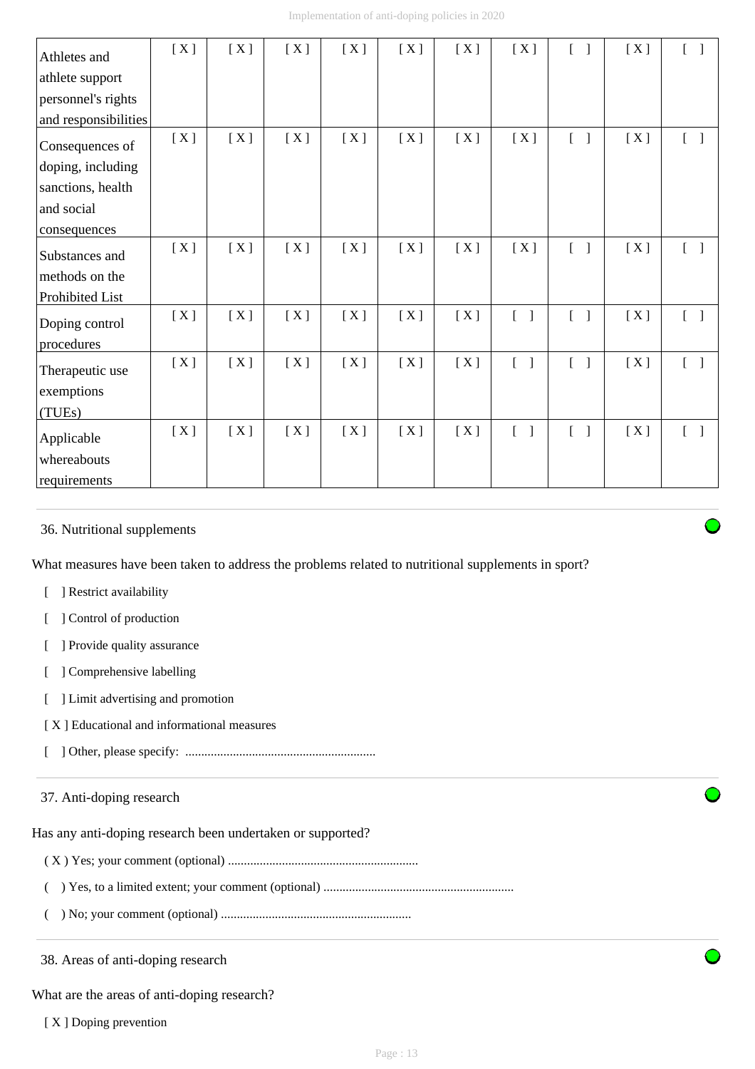| | | | | | | | | | | |
|---|---|---|---|---|---|---|---|---|---|---|
| Athletes and athlete support personnel's rights and responsibilities | [ X ] | [ X ] | [ X ] | [ X ] | [ X ] | [ X ] | [ X ] | [ ] | [ X ] | [ ] |
| Consequences of doping, including sanctions, health and social consequences | [ X ] | [ X ] | [ X ] | [ X ] | [ X ] | [ X ] | [ X ] | [ ] | [ X ] | [ ] |
| Substances and methods on the Prohibited List | [ X ] | [ X ] | [ X ] | [ X ] | [ X ] | [ X ] | [ X ] | [ ] | [ X ] | [ ] |
| Doping control procedures | [ X ] | [ X ] | [ X ] | [ X ] | [ X ] | [ X ] | [ ] | [ ] | [ X ] | [ ] |
| Therapeutic use exemptions (TUEs) | [ X ] | [ X ] | [ X ] | [ X ] | [ X ] | [ X ] | [ ] | [ ] | [ X ] | [ ] |
| Applicable whereabouts requirements | [ X ] | [ X ] | [ X ] | [ X ] | [ X ] | [ X ] | [ ] | [ ] | [ X ] | [ ] |

36. Nutritional supplements

What measures have been taken to address the problems related to nutritional supplements in sport?

[ ] Restrict availability

[ ] Control of production

[ ] Provide quality assurance

[ ] Comprehensive labelling

[ ] Limit advertising and promotion

[ X ] Educational and informational measures

[ ] Other, please specify: ............................................................

37. Anti-doping research

Has any anti-doping research been undertaken or supported?

( X ) Yes; your comment (optional) ............................................................

( ) Yes, to a limited extent; your comment (optional) ............................................................

( ) No; your comment (optional) ............................................................

38. Areas of anti-doping research

What are the areas of anti-doping research?

[ X ] Doping prevention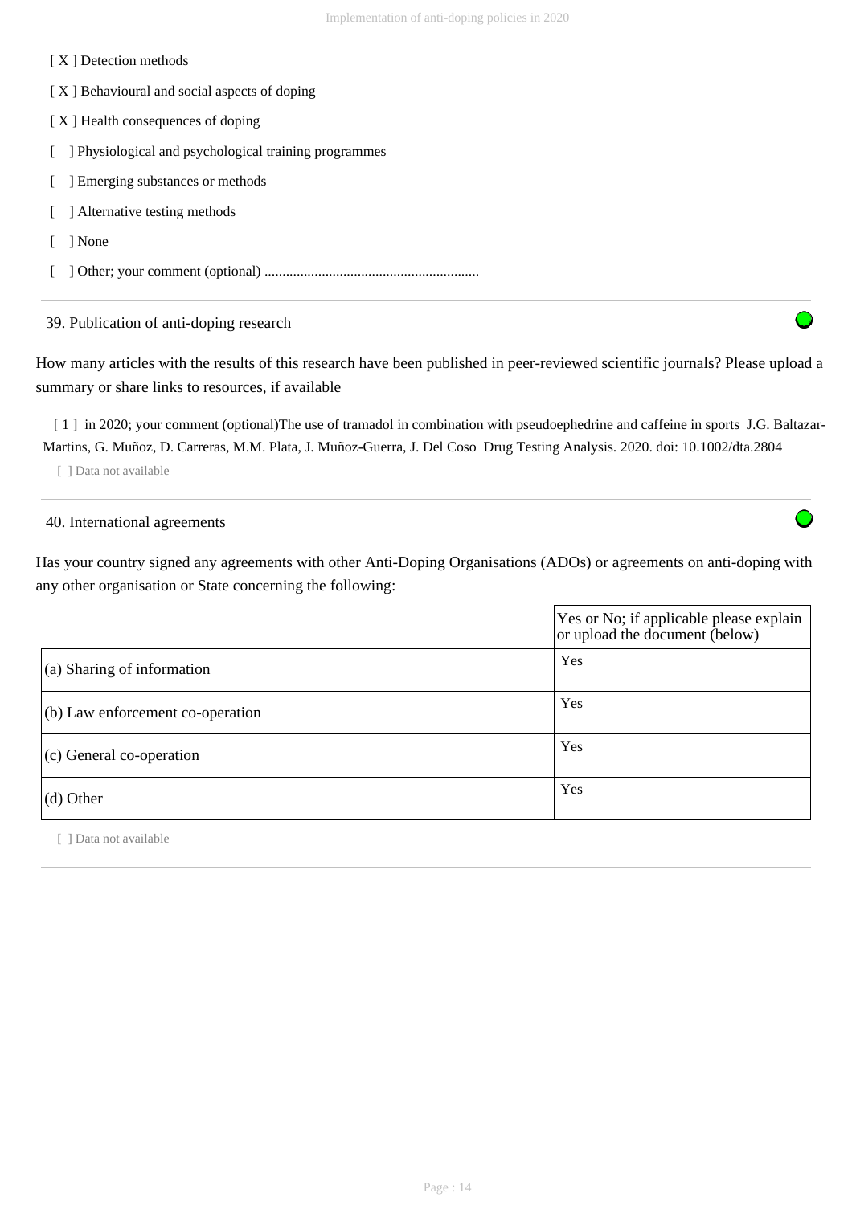[ X ] Detection methods

[ X ] Behavioural and social aspects of doping

[ X ] Health consequences of doping

[ ] Physiological and psychological training programmes

[ ] Emerging substances or methods

[ ] Alternative testing methods

[ ] None

[ ] Other; your comment (optional) ............................................................

39. Publication of anti-doping research

How many articles with the results of this research have been published in peer-reviewed scientific journals? Please upload a summary or share links to resources, if available

[ 1 ] in 2020; your comment (optional)The use of tramadol in combination with pseudoephedrine and caffeine in sports J.G. Baltazar-Martins, G. Muñoz, D. Carreras, M.M. Plata, J. Muñoz-Guerra, J. Del Coso Drug Testing Analysis. 2020. doi: 10.1002/dta.2804

[ ] Data not available

40. International agreements

Has your country signed any agreements with other Anti-Doping Organisations (ADOs) or agreements on anti-doping with any other organisation or State concerning the following:

| | Yes or No; if applicable please explain or upload the document (below) |
|---|---|
| (a) Sharing of information | Yes |
| (b) Law enforcement co-operation | Yes |
| (c) General co-operation | Yes |
| (d) Other | Yes |

[ ] Data not available